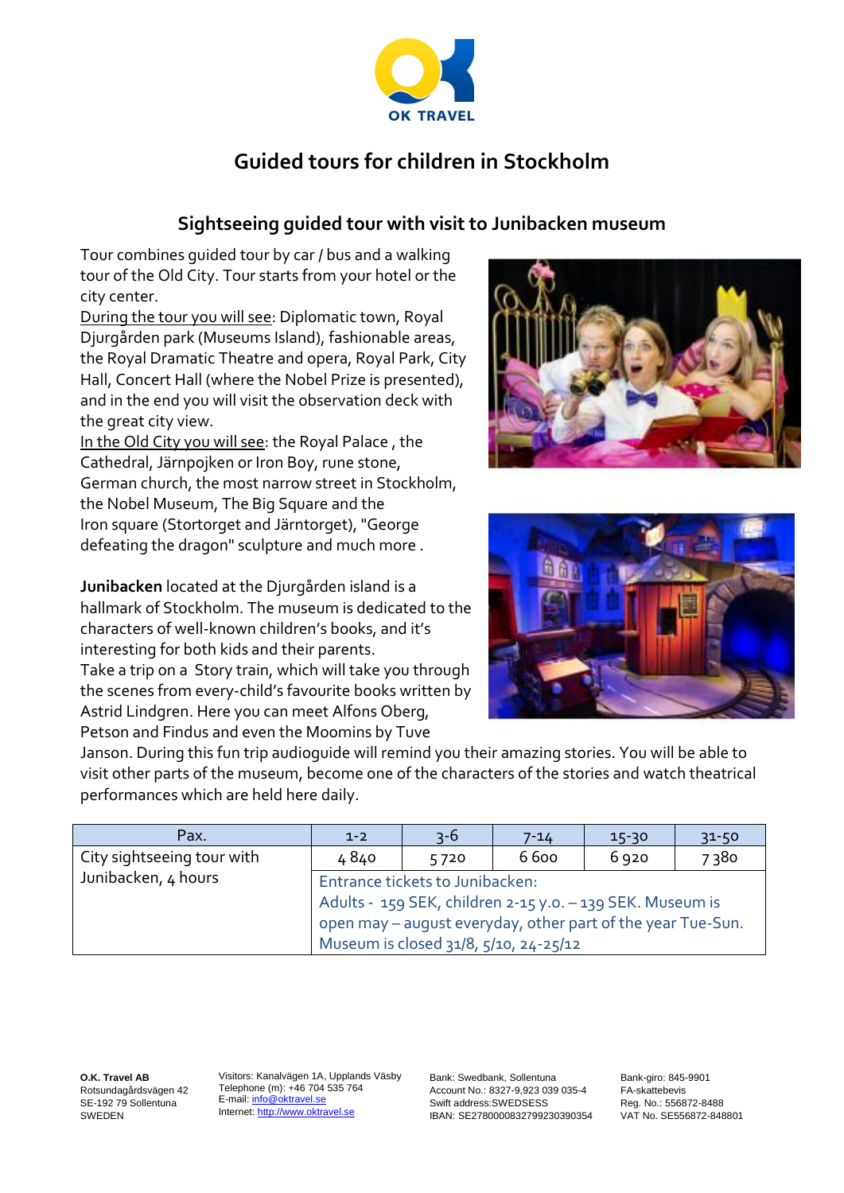OK TRAVEL

# Guided tours for children in Stockholm

## Sightseeing guided tour with visit to Junibacken museum

Tour combines guided tour by car / bus and a walking tour of the Old City. Tour starts from your hotel or the city center.

During the tour you will see: Diplomatic town, Royal Djurgården park (Museums Island), fashionable areas, the Royal Dramatic Theatre and opera, Royal Park, City Hall, Concert Hall (where the Nobel Prize is presented), and in the end you will visit the observation deck with the great city view.

In the Old City you will see: the Royal Palace , the Cathedral, Järnpojken or Iron Boy, rune stone, German church, the most narrow street in Stockholm, the Nobel Museum, The Big Square and the Iron square (Stortorget and Järntorget), "George defeating the dragon" sculpture and much more .

**Junibacken** located at the Djurgården island is a hallmark of Stockholm. The museum is dedicated to the characters of well-known children's books, and it's interesting for both kids and their parents.

Take a trip on a Story train, which will take you through the scenes from every-child's favourite books written by Astrid Lindgren. Here you can meet Alfons Oberg, Petson and Findus and even the Moomins by Tuve Janson. During this fun trip audioguide will remind you their amazing stories. You will be able to visit other parts of the museum, become one of the characters of the stories and watch theatrical performances which are held here daily.

| Pax. | 1-2 | 3-6 | 7-14 | 15-30 | 31-50 |
|---|---|---|---|---|---|
| City sightseeing tour with Junibacken, 4 hours | 4 840 | 5 720 | 6 600 | 6 920 | 7 380 |
| | Entrance tickets to Junibacken: Adults - 159 SEK, children 2-15 y.o. – 139 SEK. Museum is open may – august everyday, other part of the year Tue-Sun. Museum is closed 31/8, 5/10, 24-25/12 | | | | |

**O.K. Travel AB**
Rotsundagårdsvägen 42
SE-192 79 Sollentuna
SWEDEN

Visitors: Kanalvägen 1A, Upplands Väsby
Telephone (m): +46 704 535 764
E-mail: info@oktravel.se
Internet: http://www.oktravel.se

Bank: Swedbank, Sollentuna
Account No.: 8327-9,923 039 035-4
Swift address:SWEDSESS
IBAN: SE2780000832799230390354

Bank-giro: 845-9901
FA-skattebevis
Reg. No.: 556872-8488
VAT No. SE556872-848801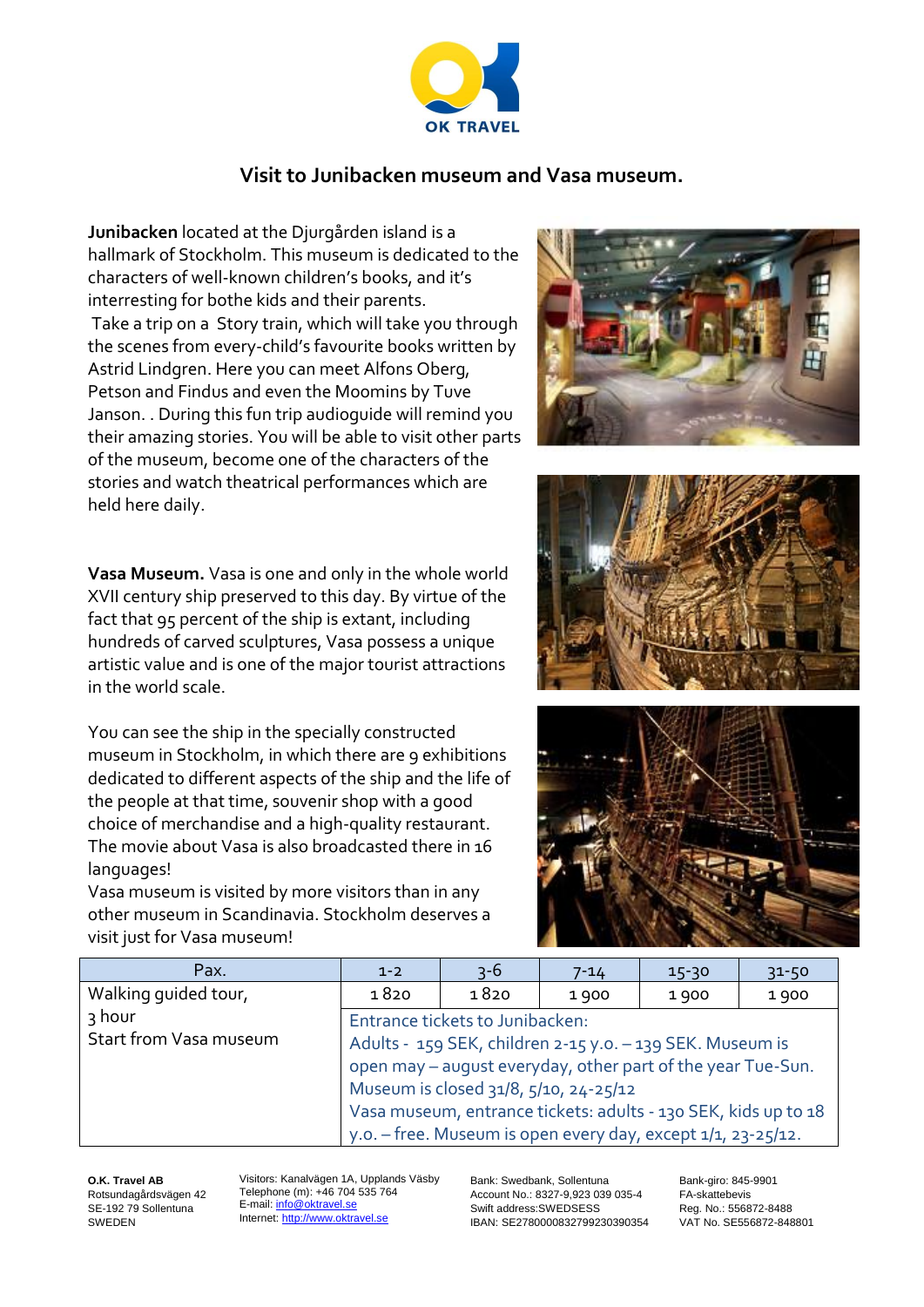## Visit to Junibacken museum and Vasa museum.

**Junibacken** located at the Djurgården island is a hallmark of Stockholm. This museum is dedicated to the characters of well-known children's books, and it's interesting for bothe kids and their parents.
Take a trip on a Story train, which will take you through the scenes from every-child's favourite books written by Astrid Lindgren. Here you can meet Alfons Oberg, Petson and Findus and even the Moomins by Tuve Janson. . During this fun trip audioguide will remind you their amazing stories. You will be able to visit other parts of the museum, become one of the characters of the stories and watch theatrical performances which are held here daily.

**Vasa Museum.** Vasa is one and only in the whole world XVII century ship preserved to this day. By virtue of the fact that 95 percent of the ship is extant, including hundreds of carved sculptures, Vasa possess a unique artistic value and is one of the major tourist attractions in the world scale.

You can see the ship in the specially constructed museum in Stockholm, in which there are 9 exhibitions dedicated to different aspects of the ship and the life of the people at that time, souvenir shop with a good choice of merchandise and a high-quality restaurant. The movie about Vasa is also broadcasted there in 16 languages!
Vasa museum is visited by more visitors than in any other museum in Scandinavia. Stockholm deserves a visit just for Vasa museum!

| Pax. | 1-2 | 3-6 | 7-14 | 15-30 | 31-50 |
|---|---|---|---|---|---|
| Walking guided tour, 3 hour Start from Vasa museum | 1 820 | 1 820 | 1 900 | 1 900 | 1 900 |
| | Entrance tickets to Junibacken: Adults - 159 SEK, children 2-15 y.o. – 139 SEK. Museum is open may – august everyday, other part of the year Tue-Sun. Museum is closed 31/8, 5/10, 24-25/12 Vasa museum, entrance tickets: adults - 130 SEK, kids up to 18 y.o. – free. Museum is open every day, except 1/1, 23-25/12. | | | | |

**O.K. Travel AB**
Rotsundagårdsvägen 42
SE-192 79 Sollentuna
SWEDEN

Visitors: Kanalvägen 1A, Upplands Väsby
Telephone (m): +46 704 535 764
E-mail: info@oktravel.se
Internet: http://www.oktravel.se

Bank: Swedbank, Sollentuna
Account No.: 8327-9,923 039 035-4
Swift address:SWEDSESS
IBAN: SE2780000832799230390354

Bank-giro: 845-9901
FA-skattebevis
Reg. No.: 556872-8488
VAT No. SE556872-848801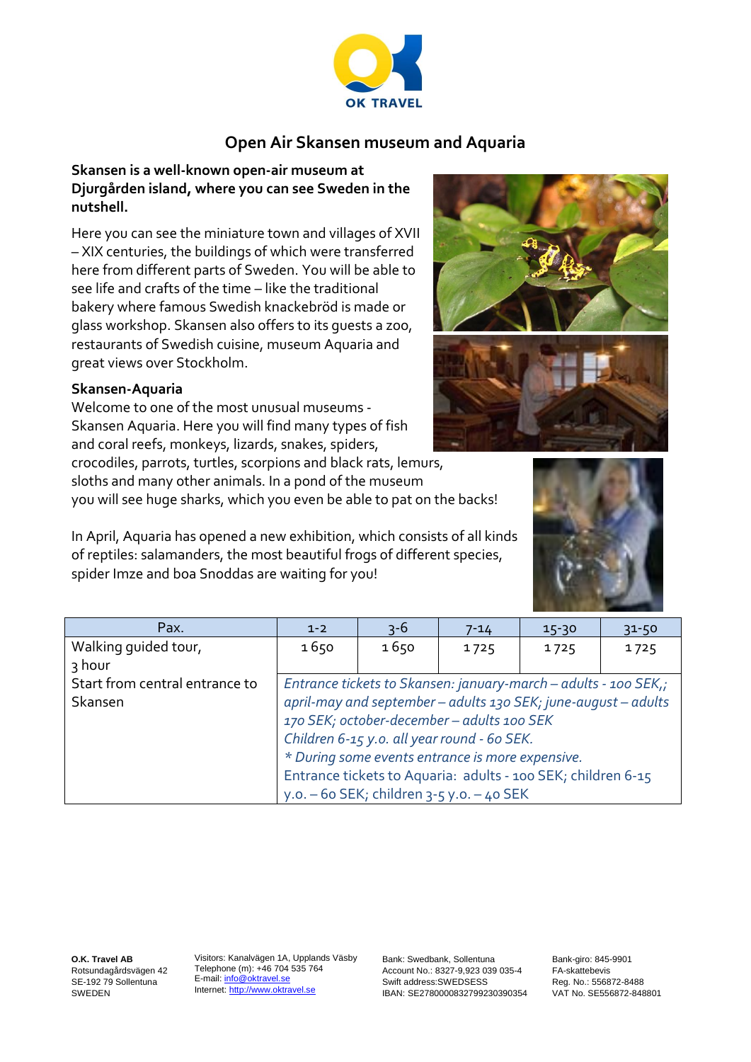# Open Air Skansen museum and Aquaria

**Skansen is a well-known open-air museum at Djurgården island, where you can see Sweden in the nutshell.**

Here you can see the miniature town and villages of XVII – XIX centuries, the buildings of which were transferred here from different parts of Sweden. You will be able to see life and crafts of the time – like the traditional bakery where famous Swedish knackebröd is made or glass workshop. Skansen also offers to its guests a zoo, restaurants of Swedish cuisine, museum Aquaria and great views over Stockholm.

**Skansen-Aquaria**

Welcome to one of the most unusual museums - Skansen Aquaria. Here you will find many types of fish and coral reefs, monkeys, lizards, snakes, spiders, crocodiles, parrots, turtles, scorpions and black rats, lemurs, sloths and many other animals. In a pond of the museum you will see huge sharks, which you even be able to pat on the backs!

In April, Aquaria has opened a new exhibition, which consists of all kinds of reptiles: salamanders, the most beautiful frogs of different species, spider Imze and boa Snoddas are waiting for you!

| Pax. | 1-2 | 3-6 | 7-14 | 15-30 | 31-50 |
|---|---|---|---|---|---|
| Walking guided tour, 3 hour | 1 650 | 1 650 | 1 725 | 1 725 | 1 725 |
| Start from central entrance to Skansen | *Entrance tickets to Skansen: january-march – adults - 100 SEK,; april-may and september – adults 130 SEK; june-august – adults 170 SEK; october-december – adults 100 SEK Children 6-15 y.o. all year round - 60 SEK. * During some events entrance is more expensive.* Entrance tickets to Aquaria: adults - 100 SEK; children 6-15 y.o. – 60 SEK; children 3-5 y.o. – 40 SEK | | | | |

O.K. Travel AB
Rotsundagårdsvägen 42
SE-192 79 Sollentuna
SWEDEN

Visitors: Kanalvägen 1A, Upplands Väsby
Telephone (m): +46 704 535 764
E-mail: info@oktravel.se
Internet: http://www.oktravel.se

Bank: Swedbank, Sollentuna
Account No.: 8327-9,923 039 035-4
Swift address:SWEDSESS
IBAN: SE2780000832799230390354

Bank-giro: 845-9901
FA-skattebevis
Reg. No.: 556872-8488
VAT No. SE556872-848801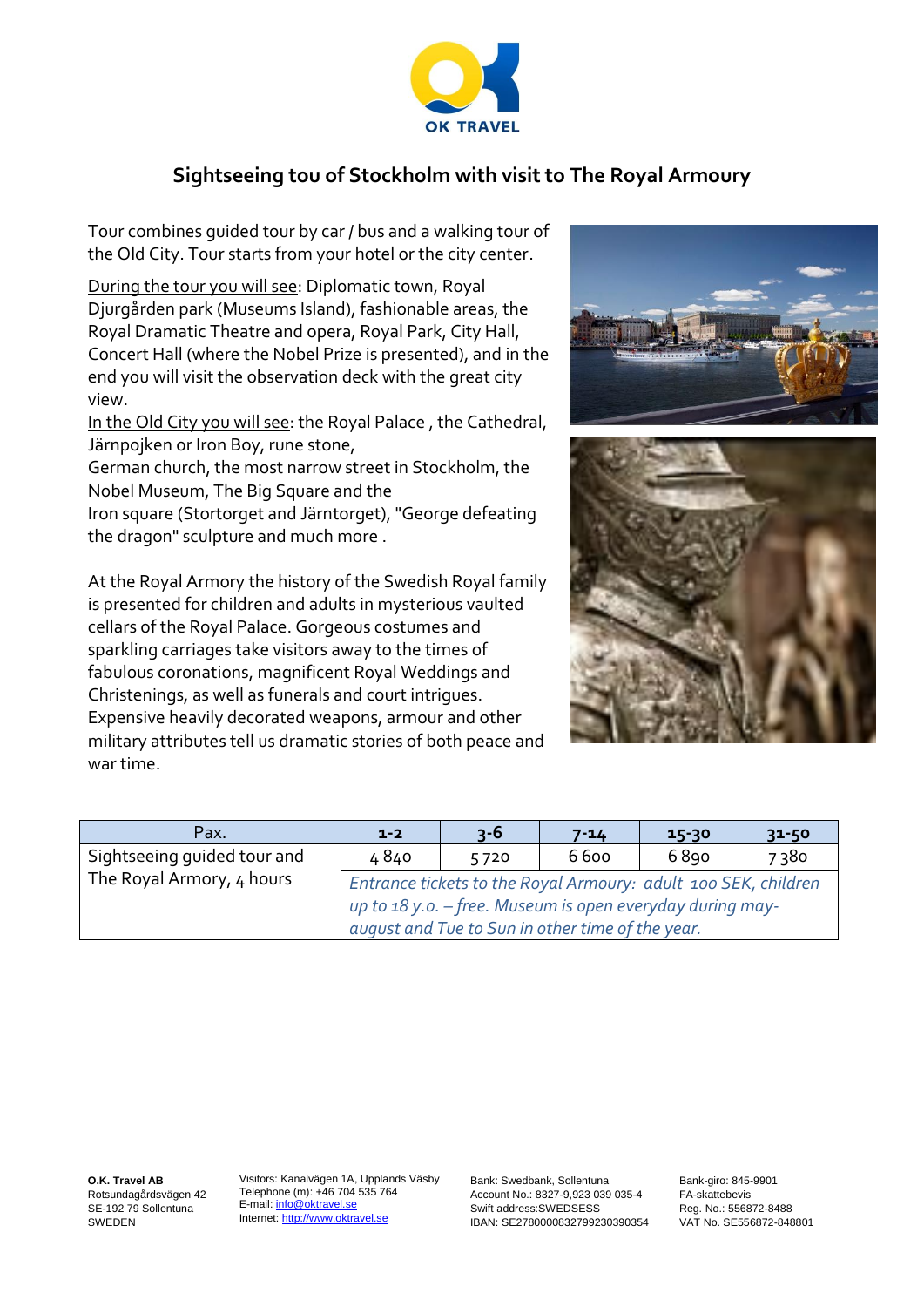# Sightseeing tou of Stockholm with visit to The Royal Armoury

Tour combines guided tour by car / bus and a walking tour of the Old City. Tour starts from your hotel or the city center.

During the tour you will see: Diplomatic town, Royal Djurgården park (Museums Island), fashionable areas, the Royal Dramatic Theatre and opera, Royal Park, City Hall, Concert Hall (where the Nobel Prize is presented), and in the end you will visit the observation deck with the great city view.

In the Old City you will see: the Royal Palace , the Cathedral, Järnpojken or Iron Boy, rune stone, German church, the most narrow street in Stockholm, the Nobel Museum, The Big Square and the Iron square (Stortorget and Järntorget), "George defeating the dragon" sculpture and much more .

At the Royal Armory the history of the Swedish Royal family is presented for children and adults in mysterious vaulted cellars of the Royal Palace. Gorgeous costumes and sparkling carriages take visitors away to the times of fabulous coronations, magnificent Royal Weddings and Christenings, as well as funerals and court intrigues. Expensive heavily decorated weapons, armour and other military attributes tell us dramatic stories of both peace and war time.

| Pax. | 1-2 | 3-6 | 7-14 | 15-30 | 31-50 |
|---|---|---|---|---|---|
| Sightseeing guided tour and The Royal Armory, 4 hours | 4 840 | 5 720 | 6 600 | 6 890 | 7 380 |
| | *Entrance tickets to the Royal Armoury: adult 100 SEK, children up to 18 y.o. – free. Museum is open everyday during may-august and Tue to Sun in other time of the year.* | | | | |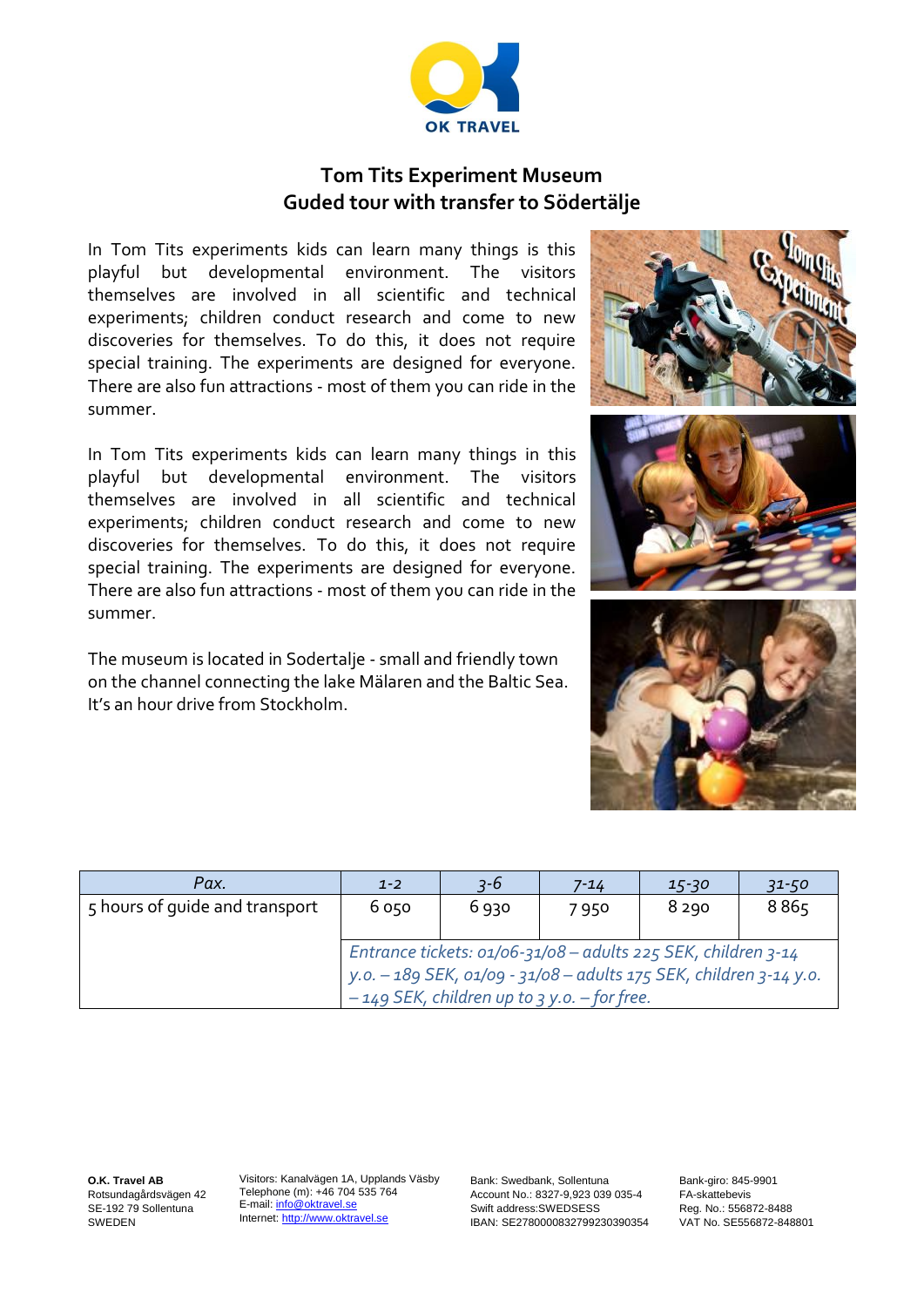OK TRAVEL

## Tom Tits Experiment Museum
## Guded tour with transfer to Södertälje

In Tom Tits experiments kids can learn many things is this playful but developmental environment. The visitors themselves are involved in all scientific and technical experiments; children conduct research and come to new discoveries for themselves. To do this, it does not require special training. The experiments are designed for everyone. There are also fun attractions - most of them you can ride in the summer.

In Tom Tits experiments kids can learn many things in this playful but developmental environment. The visitors themselves are involved in all scientific and technical experiments; children conduct research and come to new discoveries for themselves. To do this, it does not require special training. The experiments are designed for everyone. There are also fun attractions - most of them you can ride in the summer.

The museum is located in Sodertalje - small and friendly town on the channel connecting the lake Mälaren and the Baltic Sea. It's an hour drive from Stockholm.

| *Pax.* | *1-2* | *3-6* | *7-14* | *15-30* | *31-50* |
|---|---|---|---|---|---|
| 5 hours of guide and transport | 6 050 | 6 930 | 7 950 | 8 290 | 8 865 |
| | *Entrance tickets: 01/06-31/08 – adults 225 SEK, children 3-14 y.o. – 189 SEK, 01/09 - 31/08 – adults 175 SEK, children 3-14 y.o. – 149 SEK, children up to 3 y.o. – for free.* | | | | |

**O.K. Travel AB**
Rotsundagårdsvägen 42
SE-192 79 Sollentuna
SWEDEN

Visitors: Kanalvägen 1A, Upplands Väsby
Telephone (m): +46 704 535 764
E-mail: info@oktravel.se
Internet: http://www.oktravel.se

Bank: Swedbank, Sollentuna
Account No.: 8327-9,923 039 035-4
Swift address:SWEDSESS
IBAN: SE2780000832799230390354

Bank-giro: 845-9901
FA-skattebevis
Reg. No.: 556872-8488
VAT No. SE556872-848801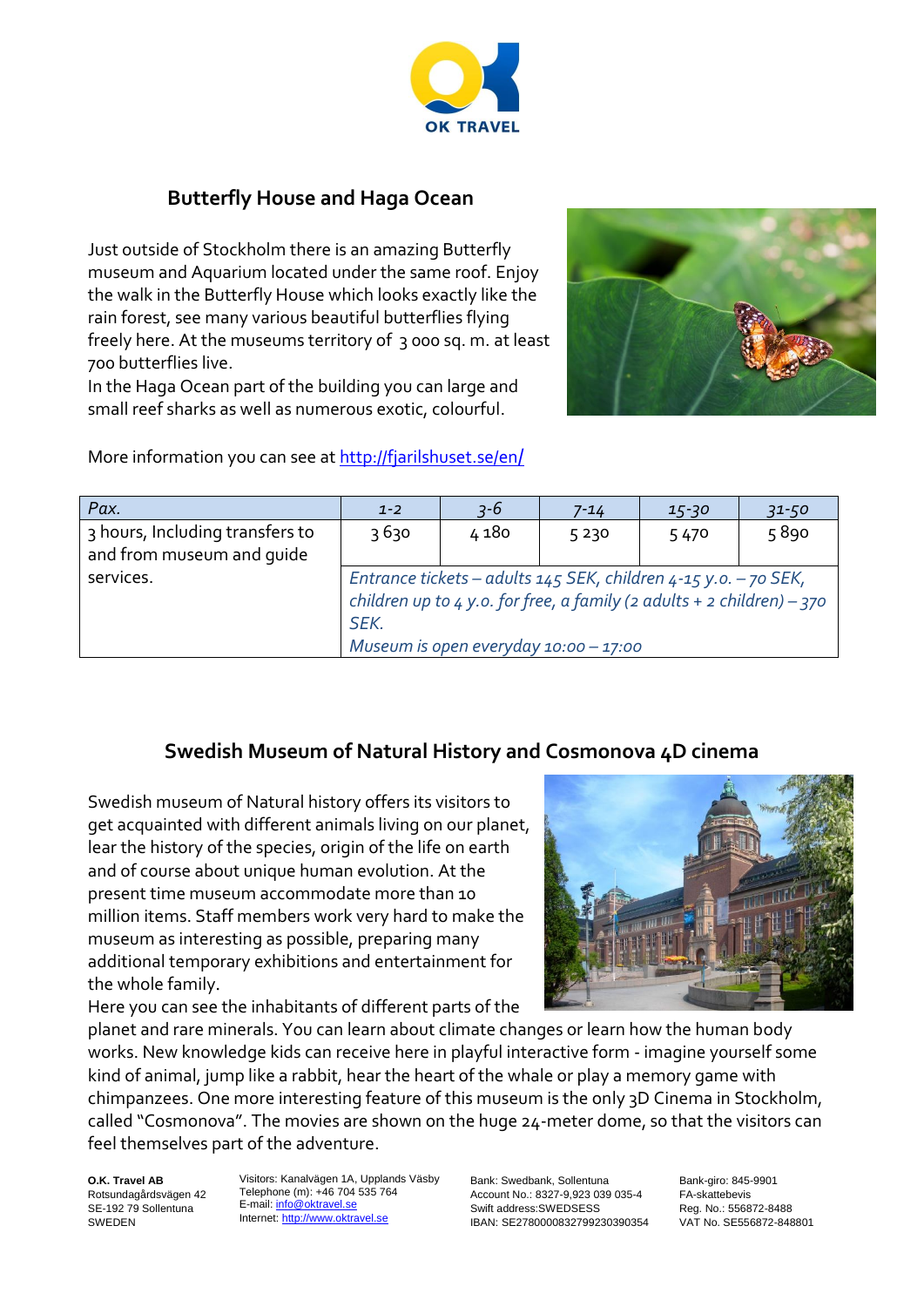## Butterfly House and Haga Ocean

Just outside of Stockholm there is an amazing Butterfly museum and Aquarium located under the same roof. Enjoy the walk in the Butterfly House which looks exactly like the rain forest, see many various beautiful butterflies flying freely here. At the museums territory of 3 000 sq. m. at least 700 butterflies live.
In the Haga Ocean part of the building you can large and small reef sharks as well as numerous exotic, colourful.

More information you can see at [http://fjarilshuset.se/en/](http://fjarilshuset.se/en/)

| *Pax.* | *1-2* | *3-6* | *7-14* | *15-30* | *31-50* |
|---|---|---|---|---|---|
| 3 hours, Including transfers to and from museum and guide services. | 3 630 | 4 180 | 5 230 | 5 470 | 5 890 |
| | *Entrance tickets – adults 145 SEK, children 4-15 y.o. – 70 SEK, children up to 4 y.o. for free, a family (2 adults + 2 children) – 370 SEK. Museum is open everyday 10:00 – 17:00* | | | | |

## Swedish Museum of Natural History and Cosmonova 4D cinema

Swedish museum of Natural history offers its visitors to get acquainted with different animals living on our planet, lear the history of the species, origin of the life on earth and of course about unique human evolution. At the present time museum accommodate more than 10 million items. Staff members work very hard to make the museum as interesting as possible, preparing many additional temporary exhibitions and entertainment for the whole family.
Here you can see the inhabitants of different parts of the planet and rare minerals. You can learn about climate changes or learn how the human body works. New knowledge kids can receive here in playful interactive form - imagine yourself some kind of animal, jump like a rabbit, hear the heart of the whale or play a memory game with chimpanzees. One more interesting feature of this museum is the only 3D Cinema in Stockholm, called "Cosmonova". The movies are shown on the huge 24-meter dome, so that the visitors can feel themselves part of the adventure.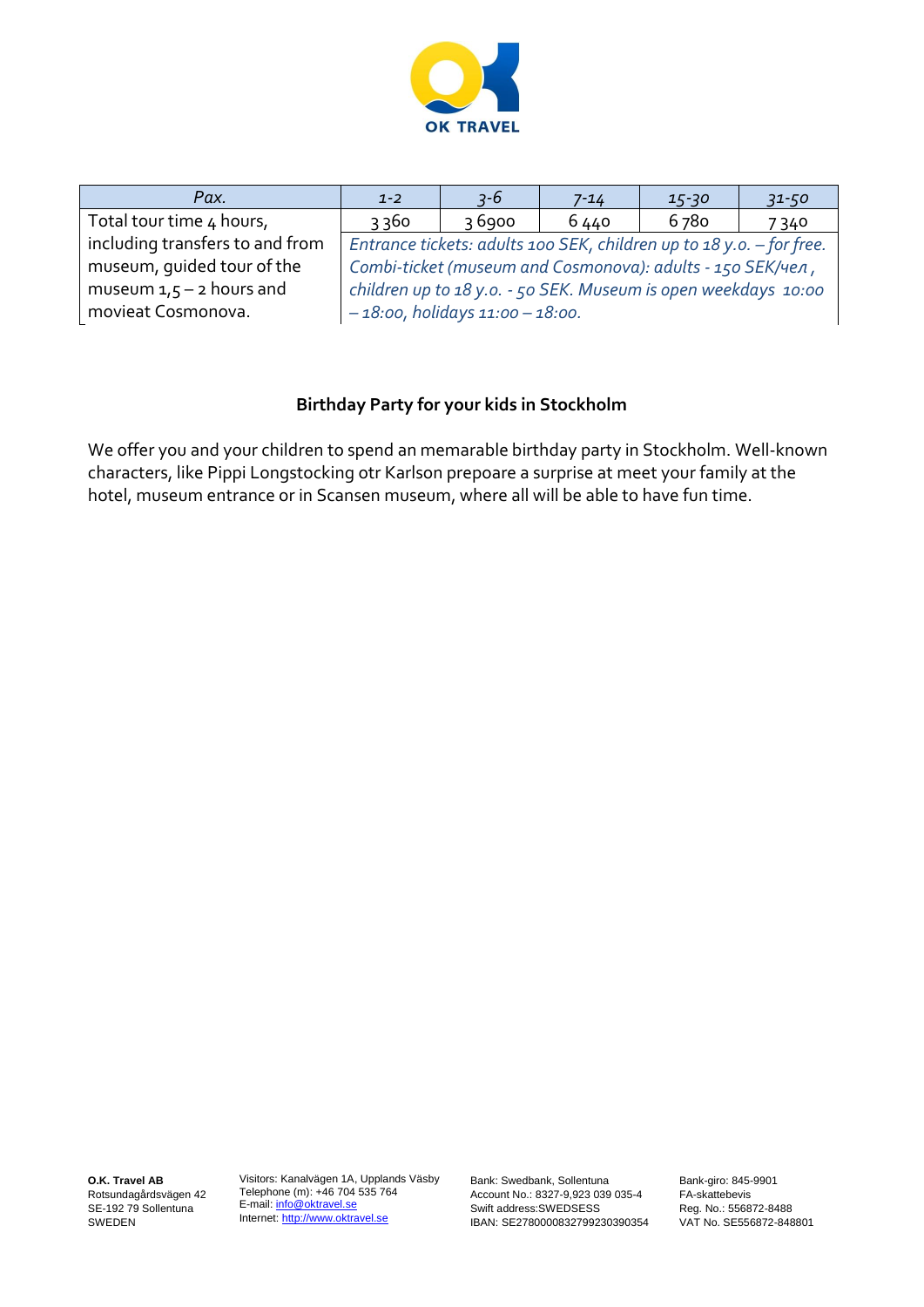| *Pax.* | *1-2* | *3-6* | *7-14* | *15-30* | *31-50* |
|---|---|---|---|---|---|
| Total tour time 4 hours, including transfers to and from museum, guided tour of the museum 1,5 – 2 hours and movieat Cosmonova. | 3 360 | 3 6900 | 6 440 | 6 780 | 7 340 |
| | *Entrance tickets: adults 100 SEK, children up to 18 y.o. – for free. Combi-ticket (museum and Cosmonova): adults - 150 SEK/чел , children up to 18 y.o. - 50 SEK. Museum is open weekdays 10:00 – 18:00, holidays 11:00 – 18:00.* | | | | |

**Birthday Party for your kids in Stockholm**

We offer you and your children to spend an memarable birthday party in Stockholm. Well-known characters, like Pippi Longstocking otr Karlson prepoare a surprise at meet your family at the hotel, museum entrance or in Scansen museum, where all will be able to have fun time.